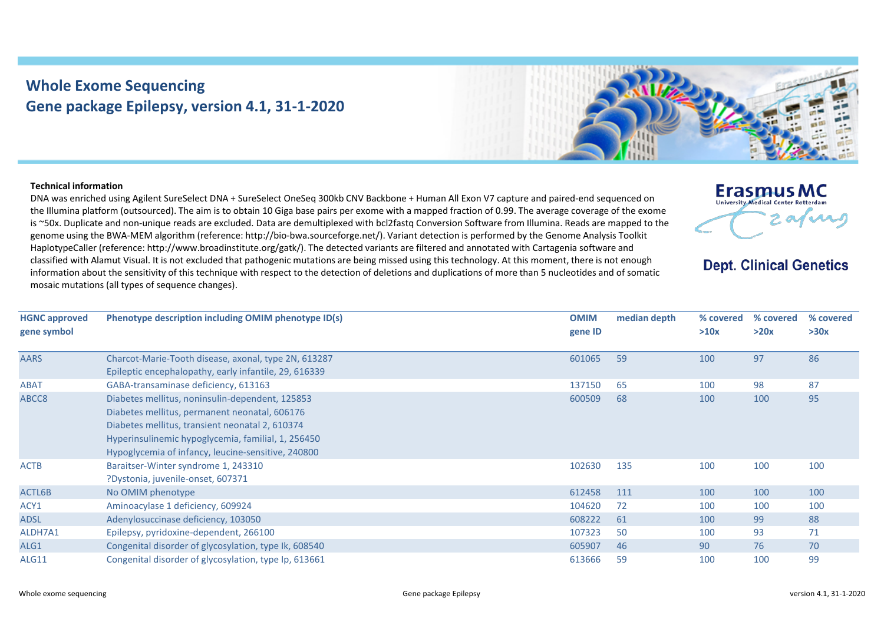# Whole Exome Sequencing
## Gene package Epilepsy, version 4.1, 31-1-2020

Erasmus MC University Medical Center Rotterdam

**Dept. Clinical Genetics**

**Technical information**

DNA was enriched using Agilent SureSelect DNA + SureSelect OneSeq 300kb CNV Backbone + Human All Exon V7 capture and paired-end sequenced on the Illumina platform (outsourced). The aim is to obtain 10 Giga base pairs per exome with a mapped fraction of 0.99. The average coverage of the exome is ~50x. Duplicate and non-unique reads are excluded. Data are demultiplexed with bcl2fastq Conversion Software from Illumina. Reads are mapped to the genome using the BWA-MEM algorithm (reference: http://bio-bwa.sourceforge.net/). Variant detection is performed by the Genome Analysis Toolkit HaplotypeCaller (reference: http://www.broadinstitute.org/gatk/). The detected variants are filtered and annotated with Cartagenia software and classified with Alamut Visual. It is not excluded that pathogenic mutations are being missed using this technology. At this moment, there is not enough information about the sensitivity of this technique with respect to the detection of deletions and duplications of more than 5 nucleotides and of somatic mosaic mutations (all types of sequence changes).

| HGNC approved gene symbol | Phenotype description including OMIM phenotype ID(s) | OMIM gene ID | median depth | % covered >10x | % covered >20x | % covered >30x |
|---|---|---|---|---|---|---|
| AARS | Charcot-Marie-Tooth disease, axonal, type 2N, 613287<br>Epileptic encephalopathy, early infantile, 29, 616339 | 601065 | 59 | 100 | 97 | 86 |
| ABAT | GABA-transaminase deficiency, 613163 | 137150 | 65 | 100 | 98 | 87 |
| ABCC8 | Diabetes mellitus, noninsulin-dependent, 125853<br>Diabetes mellitus, permanent neonatal, 606176<br>Diabetes mellitus, transient neonatal 2, 610374<br>Hyperinsulinemic hypoglycemia, familial, 1, 256450<br>Hypoglycemia of infancy, leucine-sensitive, 240800 | 600509 | 68 | 100 | 100 | 95 |
| ACTB | Baraitser-Winter syndrome 1, 243310<br>?Dystonia, juvenile-onset, 607371 | 102630 | 135 | 100 | 100 | 100 |
| ACTL6B | No OMIM phenotype | 612458 | 111 | 100 | 100 | 100 |
| ACY1 | Aminoacylase 1 deficiency, 609924 | 104620 | 72 | 100 | 100 | 100 |
| ADSL | Adenylosuccinase deficiency, 103050 | 608222 | 61 | 100 | 99 | 88 |
| ALDH7A1 | Epilepsy, pyridoxine-dependent, 266100 | 107323 | 50 | 100 | 93 | 71 |
| ALG1 | Congenital disorder of glycosylation, type Ik, 608540 | 605907 | 46 | 90 | 76 | 70 |
| ALG11 | Congenital disorder of glycosylation, type Ip, 613661 | 613666 | 59 | 100 | 100 | 99 |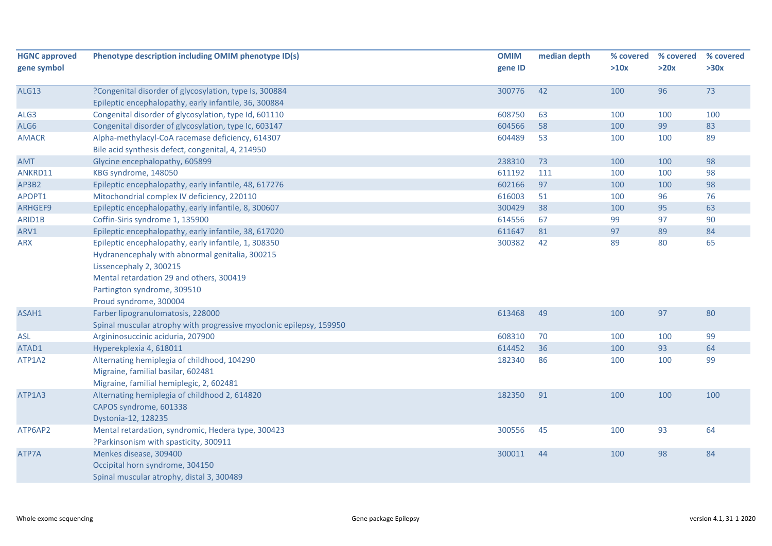| HGNC approved gene symbol | Phenotype description including OMIM phenotype ID(s) | OMIM gene ID | median depth | % covered >10x | % covered >20x | % covered >30x |
|---|---|---|---|---|---|---|
| ALG13 | ?Congenital disorder of glycosylation, type Is, 300884<br>Epileptic encephalopathy, early infantile, 36, 300884 | 300776 | 42 | 100 | 96 | 73 |
| ALG3 | Congenital disorder of glycosylation, type Id, 601110 | 608750 | 63 | 100 | 100 | 100 |
| ALG6 | Congenital disorder of glycosylation, type Ic, 603147 | 604566 | 58 | 100 | 99 | 83 |
| AMACR | Alpha-methylacyl-CoA racemase deficiency, 614307<br>Bile acid synthesis defect, congenital, 4, 214950 | 604489 | 53 | 100 | 100 | 89 |
| AMT | Glycine encephalopathy, 605899 | 238310 | 73 | 100 | 100 | 98 |
| ANKRD11 | KBG syndrome, 148050 | 611192 | 111 | 100 | 100 | 98 |
| AP3B2 | Epileptic encephalopathy, early infantile, 48, 617276 | 602166 | 97 | 100 | 100 | 98 |
| APOPT1 | Mitochondrial complex IV deficiency, 220110 | 616003 | 51 | 100 | 96 | 76 |
| ARHGEF9 | Epileptic encephalopathy, early infantile, 8, 300607 | 300429 | 38 | 100 | 95 | 63 |
| ARID1B | Coffin-Siris syndrome 1, 135900 | 614556 | 67 | 99 | 97 | 90 |
| ARV1 | Epileptic encephalopathy, early infantile, 38, 617020 | 611647 | 81 | 97 | 89 | 84 |
| ARX | Epileptic encephalopathy, early infantile, 1, 308350<br>Hydranencephaly with abnormal genitalia, 300215<br>Lissencephaly 2, 300215<br>Mental retardation 29 and others, 300419<br>Partington syndrome, 309510<br>Proud syndrome, 300004 | 300382 | 42 | 89 | 80 | 65 |
| ASAH1 | Farber lipogranulomatosis, 228000<br>Spinal muscular atrophy with progressive myoclonic epilepsy, 159950 | 613468 | 49 | 100 | 97 | 80 |
| ASL | Argininosuccinic aciduria, 207900 | 608310 | 70 | 100 | 100 | 99 |
| ATAD1 | Hyperekplexia 4, 618011 | 614452 | 36 | 100 | 93 | 64 |
| ATP1A2 | Alternating hemiplegia of childhood, 104290<br>Migraine, familial basilar, 602481<br>Migraine, familial hemiplegic, 2, 602481 | 182340 | 86 | 100 | 100 | 99 |
| ATP1A3 | Alternating hemiplegia of childhood 2, 614820<br>CAPOS syndrome, 601338<br>Dystonia-12, 128235 | 182350 | 91 | 100 | 100 | 100 |
| ATP6AP2 | Mental retardation, syndromic, Hedera type, 300423<br>?Parkinsonism with spasticity, 300911 | 300556 | 45 | 100 | 93 | 64 |
| ATP7A | Menkes disease, 309400<br>Occipital horn syndrome, 304150<br>Spinal muscular atrophy, distal 3, 300489 | 300011 | 44 | 100 | 98 | 84 |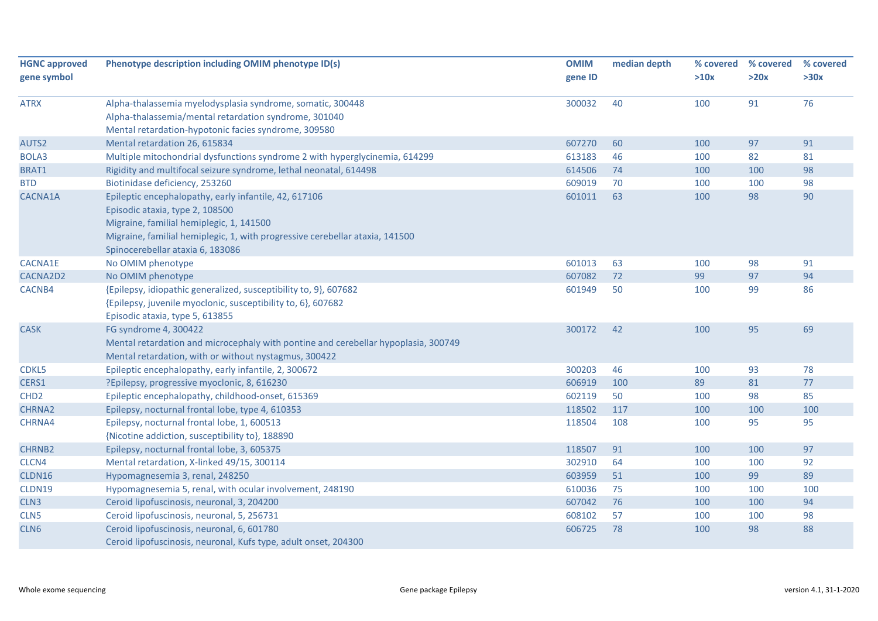| HGNC approved gene symbol | Phenotype description including OMIM phenotype ID(s) | OMIM gene ID | median depth | % covered >10x | % covered >20x | % covered >30x |
|---|---|---|---|---|---|---|
| ATRX | Alpha-thalassemia myelodysplasia syndrome, somatic, 300448<br>Alpha-thalassemia/mental retardation syndrome, 301040<br>Mental retardation-hypotonic facies syndrome, 309580 | 300032 | 40 | 100 | 91 | 76 |
| AUTS2 | Mental retardation 26, 615834 | 607270 | 60 | 100 | 97 | 91 |
| BOLA3 | Multiple mitochondrial dysfunctions syndrome 2 with hyperglycinemia, 614299 | 613183 | 46 | 100 | 82 | 81 |
| BRAT1 | Rigidity and multifocal seizure syndrome, lethal neonatal, 614498 | 614506 | 74 | 100 | 100 | 98 |
| BTD | Biotinidase deficiency, 253260 | 609019 | 70 | 100 | 100 | 98 |
| CACNA1A | Epileptic encephalopathy, early infantile, 42, 617106<br>Episodic ataxia, type 2, 108500<br>Migraine, familial hemiplegic, 1, 141500<br>Migraine, familial hemiplegic, 1, with progressive cerebellar ataxia, 141500<br>Spinocerebellar ataxia 6, 183086 | 601011 | 63 | 100 | 98 | 90 |
| CACNA1E | No OMIM phenotype | 601013 | 63 | 100 | 98 | 91 |
| CACNA2D2 | No OMIM phenotype | 607082 | 72 | 99 | 97 | 94 |
| CACNB4 | {Epilepsy, idiopathic generalized, susceptibility to, 9}, 607682<br>{Epilepsy, juvenile myoclonic, susceptibility to, 6}, 607682<br>Episodic ataxia, type 5, 613855 | 601949 | 50 | 100 | 99 | 86 |
| CASK | FG syndrome 4, 300422<br>Mental retardation and microcephaly with pontine and cerebellar hypoplasia, 300749<br>Mental retardation, with or without nystagmus, 300422 | 300172 | 42 | 100 | 95 | 69 |
| CDKL5 | Epileptic encephalopathy, early infantile, 2, 300672 | 300203 | 46 | 100 | 93 | 78 |
| CERS1 | ?Epilepsy, progressive myoclonic, 8, 616230 | 606919 | 100 | 89 | 81 | 77 |
| CHD2 | Epileptic encephalopathy, childhood-onset, 615369 | 602119 | 50 | 100 | 98 | 85 |
| CHRNA2 | Epilepsy, nocturnal frontal lobe, type 4, 610353 | 118502 | 117 | 100 | 100 | 100 |
| CHRNA4 | Epilepsy, nocturnal frontal lobe, 1, 600513<br>{Nicotine addiction, susceptibility to}, 188890 | 118504 | 108 | 100 | 95 | 95 |
| CHRNB2 | Epilepsy, nocturnal frontal lobe, 3, 605375 | 118507 | 91 | 100 | 100 | 97 |
| CLCN4 | Mental retardation, X-linked 49/15, 300114 | 302910 | 64 | 100 | 100 | 92 |
| CLDN16 | Hypomagnesemia 3, renal, 248250 | 603959 | 51 | 100 | 99 | 89 |
| CLDN19 | Hypomagnesemia 5, renal, with ocular involvement, 248190 | 610036 | 75 | 100 | 100 | 100 |
| CLN3 | Ceroid lipofuscinosis, neuronal, 3, 204200 | 607042 | 76 | 100 | 100 | 94 |
| CLN5 | Ceroid lipofuscinosis, neuronal, 5, 256731 | 608102 | 57 | 100 | 100 | 98 |
| CLN6 | Ceroid lipofuscinosis, neuronal, 6, 601780<br>Ceroid lipofuscinosis, neuronal, Kufs type, adult onset, 204300 | 606725 | 78 | 100 | 98 | 88 |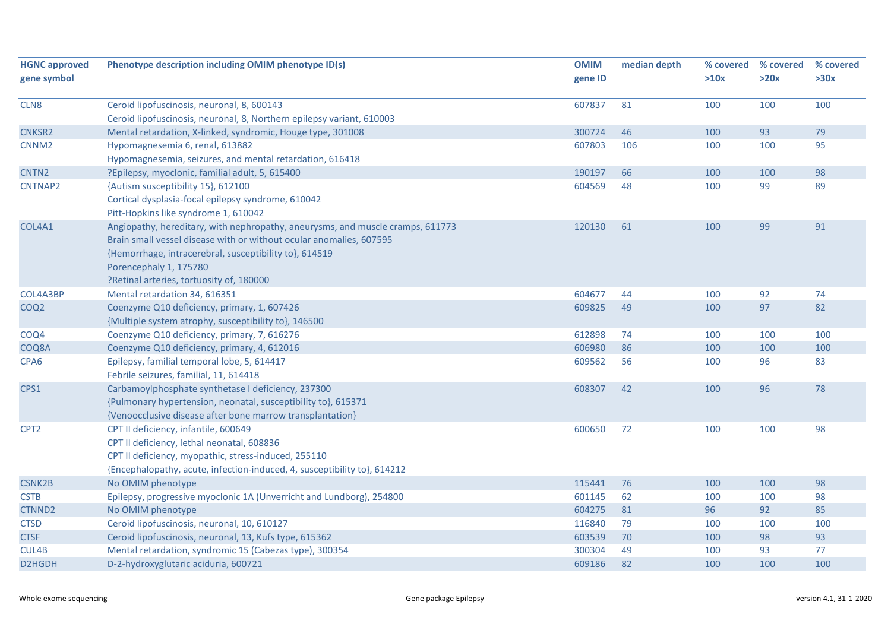| HGNC approved gene symbol | Phenotype description including OMIM phenotype ID(s) | OMIM gene ID | median depth | % covered >10x | % covered >20x | % covered >30x |
|---|---|---|---|---|---|---|
| CLN8 | Ceroid lipofuscinosis, neuronal, 8, 600143<br>Ceroid lipofuscinosis, neuronal, 8, Northern epilepsy variant, 610003 | 607837 | 81 | 100 | 100 | 100 |
| CNKSR2 | Mental retardation, X-linked, syndromic, Houge type, 301008 | 300724 | 46 | 100 | 93 | 79 |
| CNNM2 | Hypomagnesemia 6, renal, 613882<br>Hypomagnesemia, seizures, and mental retardation, 616418 | 607803 | 106 | 100 | 100 | 95 |
| CNTN2 | ?Epilepsy, myoclonic, familial adult, 5, 615400 | 190197 | 66 | 100 | 100 | 98 |
| CNTNAP2 | {Autism susceptibility 15}, 612100<br>Cortical dysplasia-focal epilepsy syndrome, 610042<br>Pitt-Hopkins like syndrome 1, 610042 | 604569 | 48 | 100 | 99 | 89 |
| COL4A1 | Angiopathy, hereditary, with nephropathy, aneurysms, and muscle cramps, 611773<br>Brain small vessel disease with or without ocular anomalies, 607595<br>{Hemorrhage, intracerebral, susceptibility to}, 614519<br>Porencephaly 1, 175780<br>?Retinal arteries, tortuosity of, 180000 | 120130 | 61 | 100 | 99 | 91 |
| COL4A3BP | Mental retardation 34, 616351 | 604677 | 44 | 100 | 92 | 74 |
| COQ2 | Coenzyme Q10 deficiency, primary, 1, 607426<br>{Multiple system atrophy, susceptibility to}, 146500 | 609825 | 49 | 100 | 97 | 82 |
| COQ4 | Coenzyme Q10 deficiency, primary, 7, 616276 | 612898 | 74 | 100 | 100 | 100 |
| COQ8A | Coenzyme Q10 deficiency, primary, 4, 612016 | 606980 | 86 | 100 | 100 | 100 |
| CPA6 | Epilepsy, familial temporal lobe, 5, 614417<br>Febrile seizures, familial, 11, 614418 | 609562 | 56 | 100 | 96 | 83 |
| CPS1 | Carbamoylphosphate synthetase I deficiency, 237300<br>{Pulmonary hypertension, neonatal, susceptibility to}, 615371<br>{Venoocclusive disease after bone marrow transplantation} | 608307 | 42 | 100 | 96 | 78 |
| CPT2 | CPT II deficiency, infantile, 600649<br>CPT II deficiency, lethal neonatal, 608836<br>CPT II deficiency, myopathic, stress-induced, 255110<br>{Encephalopathy, acute, infection-induced, 4, susceptibility to}, 614212 | 600650 | 72 | 100 | 100 | 98 |
| CSNK2B | No OMIM phenotype | 115441 | 76 | 100 | 100 | 98 |
| CSTB | Epilepsy, progressive myoclonic 1A (Unverricht and Lundborg), 254800 | 601145 | 62 | 100 | 100 | 98 |
| CTNND2 | No OMIM phenotype | 604275 | 81 | 96 | 92 | 85 |
| CTSD | Ceroid lipofuscinosis, neuronal, 10, 610127 | 116840 | 79 | 100 | 100 | 100 |
| CTSF | Ceroid lipofuscinosis, neuronal, 13, Kufs type, 615362 | 603539 | 70 | 100 | 98 | 93 |
| CUL4B | Mental retardation, syndromic 15 (Cabezas type), 300354 | 300304 | 49 | 100 | 93 | 77 |
| D2HGDH | D-2-hydroxyglutaric aciduria, 600721 | 609186 | 82 | 100 | 100 | 100 |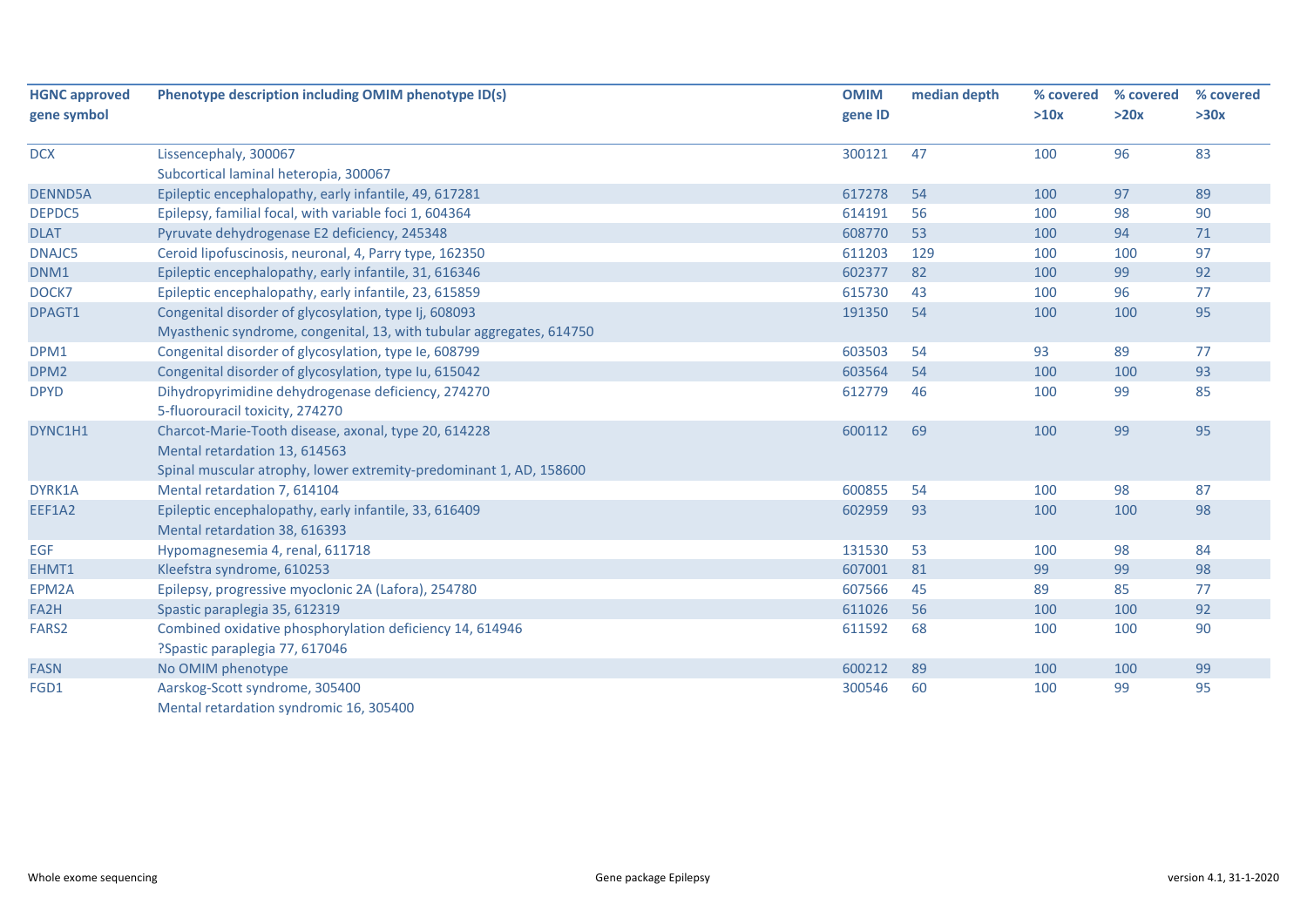| HGNC approved gene symbol | Phenotype description including OMIM phenotype ID(s) | OMIM gene ID | median depth | % covered >10x | % covered >20x | % covered >30x |
|---|---|---|---|---|---|---|
| DCX | Lissencephaly, 300067<br>Subcortical laminal heteropia, 300067 | 300121 | 47 | 100 | 96 | 83 |
| DENND5A | Epileptic encephalopathy, early infantile, 49, 617281 | 617278 | 54 | 100 | 97 | 89 |
| DEPDC5 | Epilepsy, familial focal, with variable foci 1, 604364 | 614191 | 56 | 100 | 98 | 90 |
| DLAT | Pyruvate dehydrogenase E2 deficiency, 245348 | 608770 | 53 | 100 | 94 | 71 |
| DNAJC5 | Ceroid lipofuscinosis, neuronal, 4, Parry type, 162350 | 611203 | 129 | 100 | 100 | 97 |
| DNM1 | Epileptic encephalopathy, early infantile, 31, 616346 | 602377 | 82 | 100 | 99 | 92 |
| DOCK7 | Epileptic encephalopathy, early infantile, 23, 615859 | 615730 | 43 | 100 | 96 | 77 |
| DPAGT1 | Congenital disorder of glycosylation, type Ij, 608093<br>Myasthenic syndrome, congenital, 13, with tubular aggregates, 614750 | 191350 | 54 | 100 | 100 | 95 |
| DPM1 | Congenital disorder of glycosylation, type Ie, 608799 | 603503 | 54 | 93 | 89 | 77 |
| DPM2 | Congenital disorder of glycosylation, type Iu, 615042 | 603564 | 54 | 100 | 100 | 93 |
| DPYD | Dihydropyrimidine dehydrogenase deficiency, 274270<br>5-fluorouracil toxicity, 274270 | 612779 | 46 | 100 | 99 | 85 |
| DYNC1H1 | Charcot-Marie-Tooth disease, axonal, type 20, 614228<br>Mental retardation 13, 614563<br>Spinal muscular atrophy, lower extremity-predominant 1, AD, 158600 | 600112 | 69 | 100 | 99 | 95 |
| DYRK1A | Mental retardation 7, 614104 | 600855 | 54 | 100 | 98 | 87 |
| EEF1A2 | Epileptic encephalopathy, early infantile, 33, 616409<br>Mental retardation 38, 616393 | 602959 | 93 | 100 | 100 | 98 |
| EGF | Hypomagnesemia 4, renal, 611718 | 131530 | 53 | 100 | 98 | 84 |
| EHMT1 | Kleefstra syndrome, 610253 | 607001 | 81 | 99 | 99 | 98 |
| EPM2A | Epilepsy, progressive myoclonic 2A (Lafora), 254780 | 607566 | 45 | 89 | 85 | 77 |
| FA2H | Spastic paraplegia 35, 612319 | 611026 | 56 | 100 | 100 | 92 |
| FARS2 | Combined oxidative phosphorylation deficiency 14, 614946<br>?Spastic paraplegia 77, 617046 | 611592 | 68 | 100 | 100 | 90 |
| FASN | No OMIM phenotype | 600212 | 89 | 100 | 100 | 99 |
| FGD1 | Aarskog-Scott syndrome, 305400<br>Mental retardation syndromic 16, 305400 | 300546 | 60 | 100 | 99 | 95 |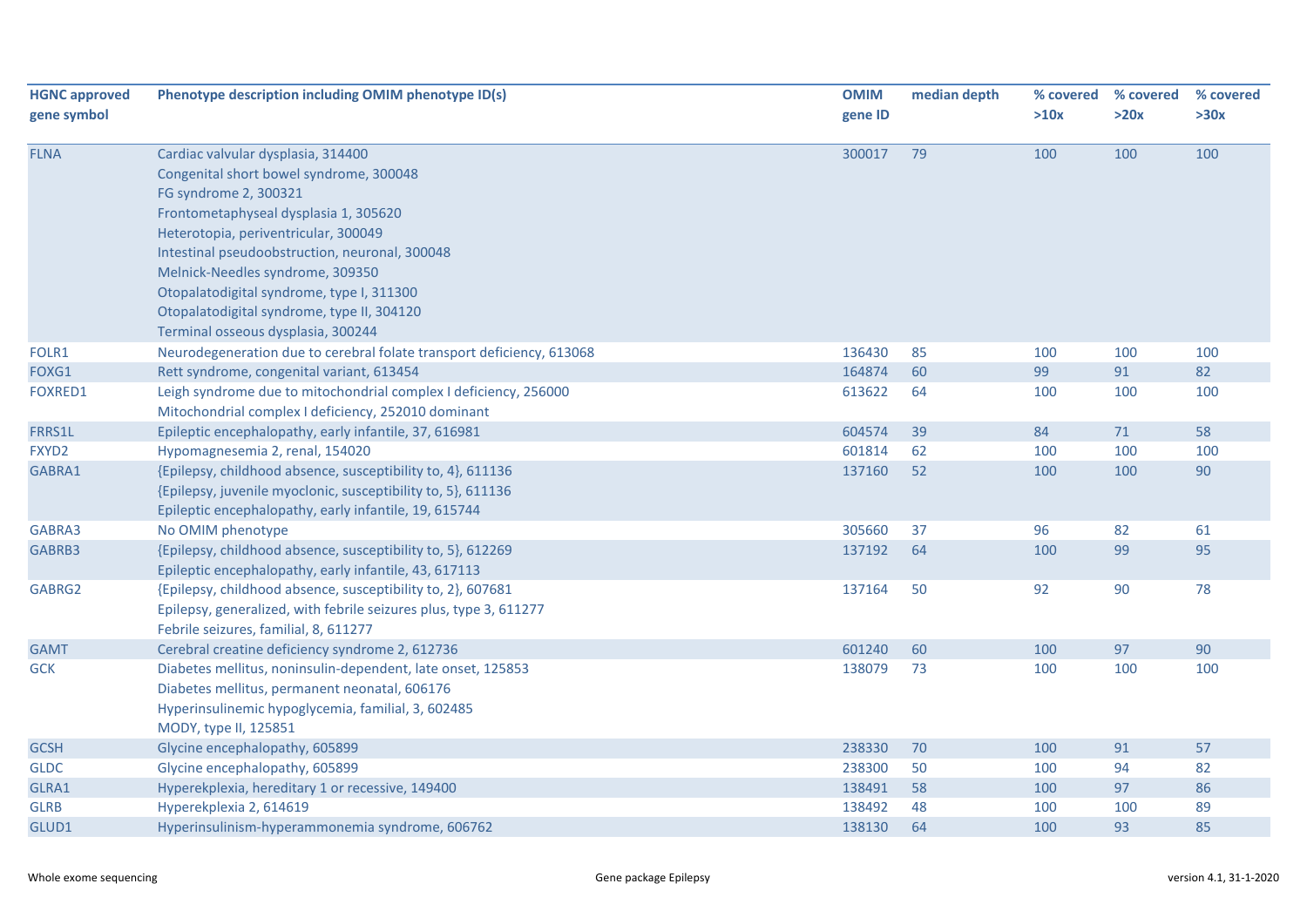| HGNC approved gene symbol | Phenotype description including OMIM phenotype ID(s) | OMIM gene ID | median depth | % covered >10x | % covered >20x | % covered >30x |
|---|---|---|---|---|---|---|
| FLNA | Cardiac valvular dysplasia, 314400<br>Congenital short bowel syndrome, 300048<br>FG syndrome 2, 300321<br>Frontometaphyseal dysplasia 1, 305620<br>Heterotopia, periventricular, 300049<br>Intestinal pseudoobstruction, neuronal, 300048<br>Melnick-Needles syndrome, 309350<br>Otopalatodigital syndrome, type I, 311300<br>Otopalatodigital syndrome, type II, 304120<br>Terminal osseous dysplasia, 300244 | 300017 | 79 | 100 | 100 | 100 |
| FOLR1 | Neurodegeneration due to cerebral folate transport deficiency, 613068 | 136430 | 85 | 100 | 100 | 100 |
| FOXG1 | Rett syndrome, congenital variant, 613454 | 164874 | 60 | 99 | 91 | 82 |
| FOXRED1 | Leigh syndrome due to mitochondrial complex I deficiency, 256000<br>Mitochondrial complex I deficiency, 252010 dominant | 613622 | 64 | 100 | 100 | 100 |
| FRRS1L | Epileptic encephalopathy, early infantile, 37, 616981 | 604574 | 39 | 84 | 71 | 58 |
| FXYD2 | Hypomagnesemia 2, renal, 154020 | 601814 | 62 | 100 | 100 | 100 |
| GABRA1 | {Epilepsy, childhood absence, susceptibility to, 4}, 611136<br>{Epilepsy, juvenile myoclonic, susceptibility to, 5}, 611136<br>Epileptic encephalopathy, early infantile, 19, 615744 | 137160 | 52 | 100 | 100 | 90 |
| GABRA3 | No OMIM phenotype | 305660 | 37 | 96 | 82 | 61 |
| GABRB3 | {Epilepsy, childhood absence, susceptibility to, 5}, 612269<br>Epileptic encephalopathy, early infantile, 43, 617113 | 137192 | 64 | 100 | 99 | 95 |
| GABRG2 | {Epilepsy, childhood absence, susceptibility to, 2}, 607681<br>Epilepsy, generalized, with febrile seizures plus, type 3, 611277<br>Febrile seizures, familial, 8, 611277 | 137164 | 50 | 92 | 90 | 78 |
| GAMT | Cerebral creatine deficiency syndrome 2, 612736 | 601240 | 60 | 100 | 97 | 90 |
| GCK | Diabetes mellitus, noninsulin-dependent, late onset, 125853<br>Diabetes mellitus, permanent neonatal, 606176<br>Hyperinsulinemic hypoglycemia, familial, 3, 602485<br>MODY, type II, 125851 | 138079 | 73 | 100 | 100 | 100 |
| GCSH | Glycine encephalopathy, 605899 | 238330 | 70 | 100 | 91 | 57 |
| GLDC | Glycine encephalopathy, 605899 | 238300 | 50 | 100 | 94 | 82 |
| GLRA1 | Hyperekplexia, hereditary 1 or recessive, 149400 | 138491 | 58 | 100 | 97 | 86 |
| GLRB | Hyperekplexia 2, 614619 | 138492 | 48 | 100 | 100 | 89 |
| GLUD1 | Hyperinsulinism-hyperammonemia syndrome, 606762 | 138130 | 64 | 100 | 93 | 85 |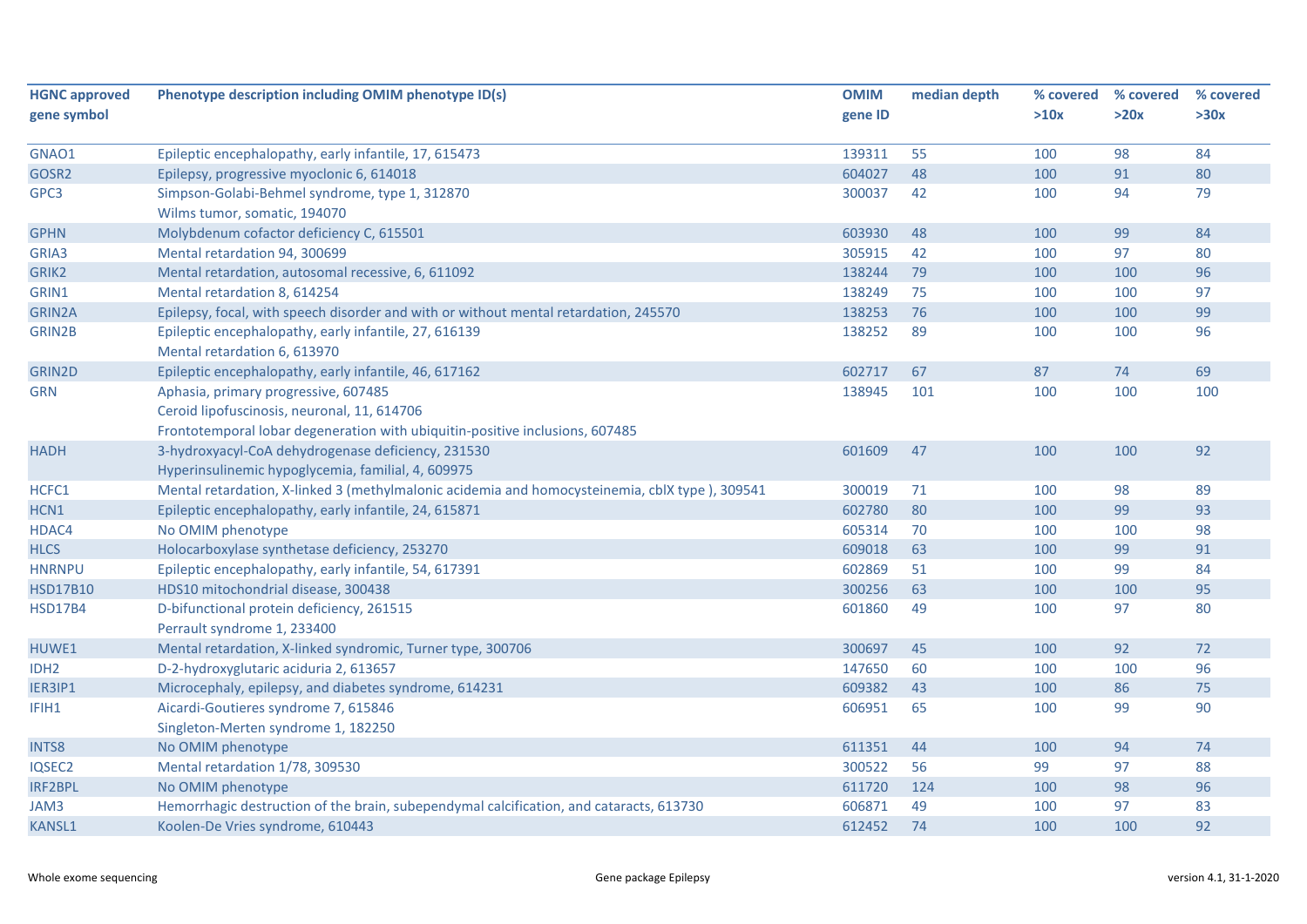| HGNC approved gene symbol | Phenotype description including OMIM phenotype ID(s) | OMIM gene ID | median depth | % covered >10x | % covered >20x | % covered >30x |
|---|---|---|---|---|---|---|
| GNAO1 | Epileptic encephalopathy, early infantile, 17, 615473 | 139311 | 55 | 100 | 98 | 84 |
| GOSR2 | Epilepsy, progressive myoclonic 6, 614018 | 604027 | 48 | 100 | 91 | 80 |
| GPC3 | Simpson-Golabi-Behmel syndrome, type 1, 312870<br>Wilms tumor, somatic, 194070 | 300037 | 42 | 100 | 94 | 79 |
| GPHN | Molybdenum cofactor deficiency C, 615501 | 603930 | 48 | 100 | 99 | 84 |
| GRIA3 | Mental retardation 94, 300699 | 305915 | 42 | 100 | 97 | 80 |
| GRIK2 | Mental retardation, autosomal recessive, 6, 611092 | 138244 | 79 | 100 | 100 | 96 |
| GRIN1 | Mental retardation 8, 614254 | 138249 | 75 | 100 | 100 | 97 |
| GRIN2A | Epilepsy, focal, with speech disorder and with or without mental retardation, 245570 | 138253 | 76 | 100 | 100 | 99 |
| GRIN2B | Epileptic encephalopathy, early infantile, 27, 616139<br>Mental retardation 6, 613970 | 138252 | 89 | 100 | 100 | 96 |
| GRIN2D | Epileptic encephalopathy, early infantile, 46, 617162 | 602717 | 67 | 87 | 74 | 69 |
| GRN | Aphasia, primary progressive, 607485<br>Ceroid lipofuscinosis, neuronal, 11, 614706<br>Frontotemporal lobar degeneration with ubiquitin-positive inclusions, 607485 | 138945 | 101 | 100 | 100 | 100 |
| HADH | 3-hydroxyacyl-CoA dehydrogenase deficiency, 231530<br>Hyperinsulinemic hypoglycemia, familial, 4, 609975 | 601609 | 47 | 100 | 100 | 92 |
| HCFC1 | Mental retardation, X-linked 3 (methylmalonic acidemia and homocysteinemia, cblX type ), 309541 | 300019 | 71 | 100 | 98 | 89 |
| HCN1 | Epileptic encephalopathy, early infantile, 24, 615871 | 602780 | 80 | 100 | 99 | 93 |
| HDAC4 | No OMIM phenotype | 605314 | 70 | 100 | 100 | 98 |
| HLCS | Holocarboxylase synthetase deficiency, 253270 | 609018 | 63 | 100 | 99 | 91 |
| HNRNPU | Epileptic encephalopathy, early infantile, 54, 617391 | 602869 | 51 | 100 | 99 | 84 |
| HSD17B10 | HDS10 mitochondrial disease, 300438 | 300256 | 63 | 100 | 100 | 95 |
| HSD17B4 | D-bifunctional protein deficiency, 261515<br>Perrault syndrome 1, 233400 | 601860 | 49 | 100 | 97 | 80 |
| HUWE1 | Mental retardation, X-linked syndromic, Turner type, 300706 | 300697 | 45 | 100 | 92 | 72 |
| IDH2 | D-2-hydroxyglutaric aciduria 2, 613657 | 147650 | 60 | 100 | 100 | 96 |
| IER3IP1 | Microcephaly, epilepsy, and diabetes syndrome, 614231 | 609382 | 43 | 100 | 86 | 75 |
| IFIH1 | Aicardi-Goutieres syndrome 7, 615846<br>Singleton-Merten syndrome 1, 182250 | 606951 | 65 | 100 | 99 | 90 |
| INTS8 | No OMIM phenotype | 611351 | 44 | 100 | 94 | 74 |
| IQSEC2 | Mental retardation 1/78, 309530 | 300522 | 56 | 99 | 97 | 88 |
| IRF2BPL | No OMIM phenotype | 611720 | 124 | 100 | 98 | 96 |
| JAM3 | Hemorrhagic destruction of the brain, subependymal calcification, and cataracts, 613730 | 606871 | 49 | 100 | 97 | 83 |
| KANSL1 | Koolen-De Vries syndrome, 610443 | 612452 | 74 | 100 | 100 | 92 |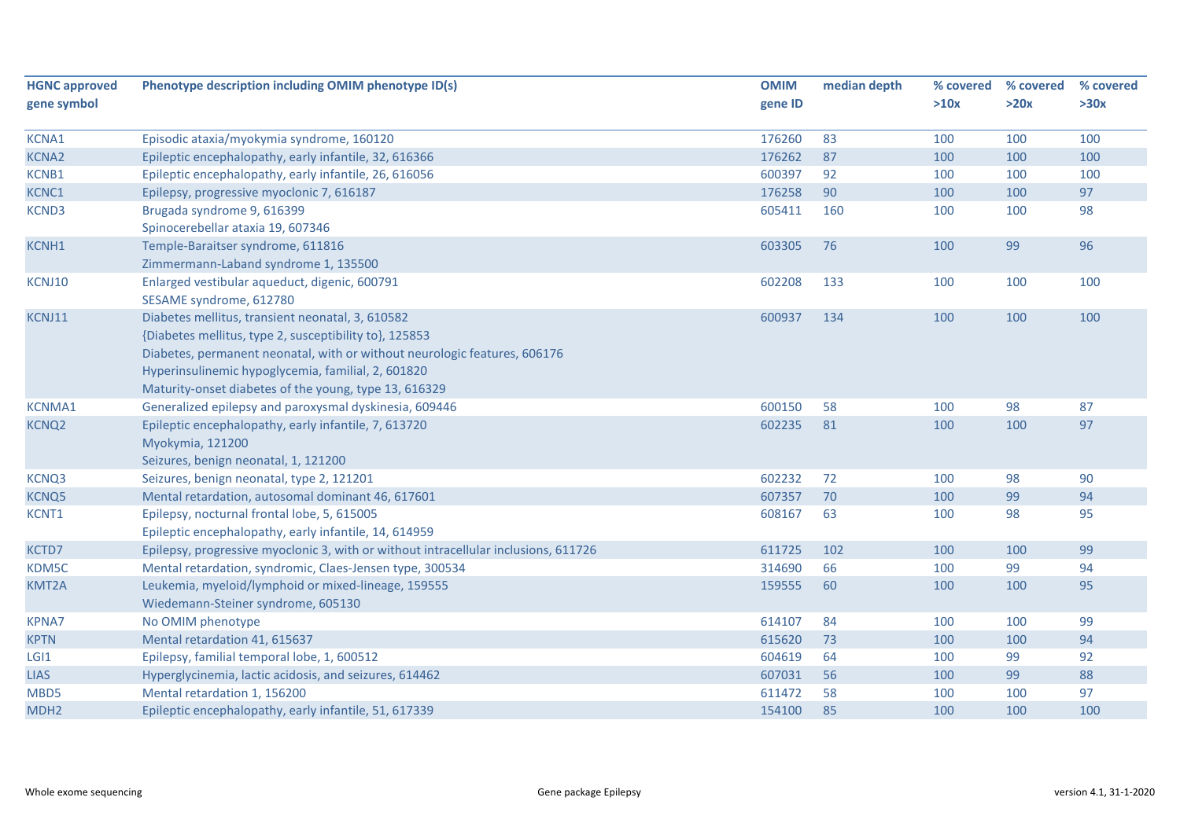| HGNC approved gene symbol | Phenotype description including OMIM phenotype ID(s) | OMIM gene ID | median depth | % covered >10x | % covered >20x | % covered >30x |
|---|---|---|---|---|---|---|
| KCNA1 | Episodic ataxia/myokymia syndrome, 160120 | 176260 | 83 | 100 | 100 | 100 |
| KCNA2 | Epileptic encephalopathy, early infantile, 32, 616366 | 176262 | 87 | 100 | 100 | 100 |
| KCNB1 | Epileptic encephalopathy, early infantile, 26, 616056 | 600397 | 92 | 100 | 100 | 100 |
| KCNC1 | Epilepsy, progressive myoclonic 7, 616187 | 176258 | 90 | 100 | 100 | 97 |
| KCND3 | Brugada syndrome 9, 616399<br>Spinocerebellar ataxia 19, 607346 | 605411 | 160 | 100 | 100 | 98 |
| KCNH1 | Temple-Baraitser syndrome, 611816<br>Zimmermann-Laband syndrome 1, 135500 | 603305 | 76 | 100 | 99 | 96 |
| KCNJ10 | Enlarged vestibular aqueduct, digenic, 600791<br>SESAME syndrome, 612780 | 602208 | 133 | 100 | 100 | 100 |
| KCNJ11 | Diabetes mellitus, transient neonatal, 3, 610582<br>{Diabetes mellitus, type 2, susceptibility to}, 125853<br>Diabetes, permanent neonatal, with or without neurologic features, 606176<br>Hyperinsulinemic hypoglycemia, familial, 2, 601820<br>Maturity-onset diabetes of the young, type 13, 616329 | 600937 | 134 | 100 | 100 | 100 |
| KCNMA1 | Generalized epilepsy and paroxysmal dyskinesia, 609446 | 600150 | 58 | 100 | 98 | 87 |
| KCNQ2 | Epileptic encephalopathy, early infantile, 7, 613720<br>Myokymia, 121200<br>Seizures, benign neonatal, 1, 121200 | 602235 | 81 | 100 | 100 | 97 |
| KCNQ3 | Seizures, benign neonatal, type 2, 121201 | 602232 | 72 | 100 | 98 | 90 |
| KCNQ5 | Mental retardation, autosomal dominant 46, 617601 | 607357 | 70 | 100 | 99 | 94 |
| KCNT1 | Epilepsy, nocturnal frontal lobe, 5, 615005<br>Epileptic encephalopathy, early infantile, 14, 614959 | 608167 | 63 | 100 | 98 | 95 |
| KCTD7 | Epilepsy, progressive myoclonic 3, with or without intracellular inclusions, 611726 | 611725 | 102 | 100 | 100 | 99 |
| KDM5C | Mental retardation, syndromic, Claes-Jensen type, 300534 | 314690 | 66 | 100 | 99 | 94 |
| KMT2A | Leukemia, myeloid/lymphoid or mixed-lineage, 159555<br>Wiedemann-Steiner syndrome, 605130 | 159555 | 60 | 100 | 100 | 95 |
| KPNA7 | No OMIM phenotype | 614107 | 84 | 100 | 100 | 99 |
| KPTN | Mental retardation 41, 615637 | 615620 | 73 | 100 | 100 | 94 |
| LGI1 | Epilepsy, familial temporal lobe, 1, 600512 | 604619 | 64 | 100 | 99 | 92 |
| LIAS | Hyperglycinemia, lactic acidosis, and seizures, 614462 | 607031 | 56 | 100 | 99 | 88 |
| MBD5 | Mental retardation 1, 156200 | 611472 | 58 | 100 | 100 | 97 |
| MDH2 | Epileptic encephalopathy, early infantile, 51, 617339 | 154100 | 85 | 100 | 100 | 100 |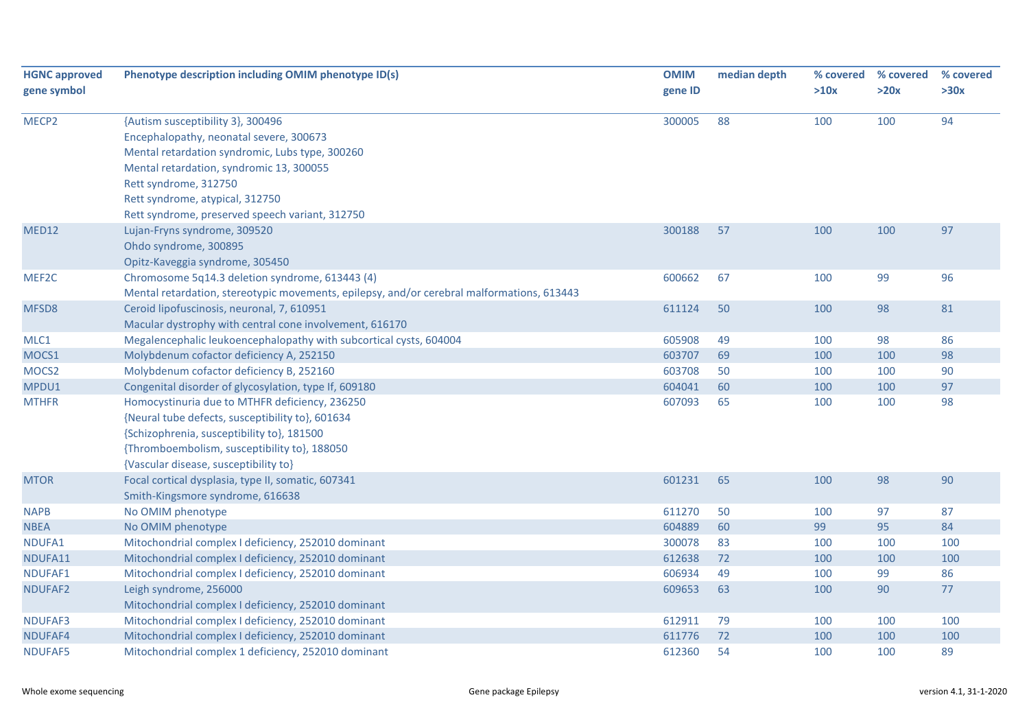| HGNC approved gene symbol | Phenotype description including OMIM phenotype ID(s) | OMIM gene ID | median depth | % covered >10x | % covered >20x | % covered >30x |
|---|---|---|---|---|---|---|
| MECP2 | {Autism susceptibility 3}, 300496<br>Encephalopathy, neonatal severe, 300673<br>Mental retardation syndromic, Lubs type, 300260<br>Mental retardation, syndromic 13, 300055<br>Rett syndrome, 312750<br>Rett syndrome, atypical, 312750<br>Rett syndrome, preserved speech variant, 312750 | 300005 | 88 | 100 | 100 | 94 |
| MED12 | Lujan-Fryns syndrome, 309520<br>Ohdo syndrome, 300895<br>Opitz-Kaveggia syndrome, 305450 | 300188 | 57 | 100 | 100 | 97 |
| MEF2C | Chromosome 5q14.3 deletion syndrome, 613443 (4)<br>Mental retardation, stereotypic movements, epilepsy, and/or cerebral malformations, 613443 | 600662 | 67 | 100 | 99 | 96 |
| MFSD8 | Ceroid lipofuscinosis, neuronal, 7, 610951<br>Macular dystrophy with central cone involvement, 616170 | 611124 | 50 | 100 | 98 | 81 |
| MLC1 | Megalencephalic leukoencephalopathy with subcortical cysts, 604004 | 605908 | 49 | 100 | 98 | 86 |
| MOCS1 | Molybdenum cofactor deficiency A, 252150 | 603707 | 69 | 100 | 100 | 98 |
| MOCS2 | Molybdenum cofactor deficiency B, 252160 | 603708 | 50 | 100 | 100 | 90 |
| MPDU1 | Congenital disorder of glycosylation, type If, 609180 | 604041 | 60 | 100 | 100 | 97 |
| MTHFR | Homocystinuria due to MTHFR deficiency, 236250<br>{Neural tube defects, susceptibility to}, 601634<br>{Schizophrenia, susceptibility to}, 181500<br>{Thromboembolism, susceptibility to}, 188050<br>{Vascular disease, susceptibility to} | 607093 | 65 | 100 | 100 | 98 |
| MTOR | Focal cortical dysplasia, type II, somatic, 607341<br>Smith-Kingsmore syndrome, 616638 | 601231 | 65 | 100 | 98 | 90 |
| NAPB | No OMIM phenotype | 611270 | 50 | 100 | 97 | 87 |
| NBEA | No OMIM phenotype | 604889 | 60 | 99 | 95 | 84 |
| NDUFA1 | Mitochondrial complex I deficiency, 252010 dominant | 300078 | 83 | 100 | 100 | 100 |
| NDUFA11 | Mitochondrial complex I deficiency, 252010 dominant | 612638 | 72 | 100 | 100 | 100 |
| NDUFAF1 | Mitochondrial complex I deficiency, 252010 dominant | 606934 | 49 | 100 | 99 | 86 |
| NDUFAF2 | Leigh syndrome, 256000<br>Mitochondrial complex I deficiency, 252010 dominant | 609653 | 63 | 100 | 90 | 77 |
| NDUFAF3 | Mitochondrial complex I deficiency, 252010 dominant | 612911 | 79 | 100 | 100 | 100 |
| NDUFAF4 | Mitochondrial complex I deficiency, 252010 dominant | 611776 | 72 | 100 | 100 | 100 |
| NDUFAF5 | Mitochondrial complex 1 deficiency, 252010 dominant | 612360 | 54 | 100 | 100 | 89 |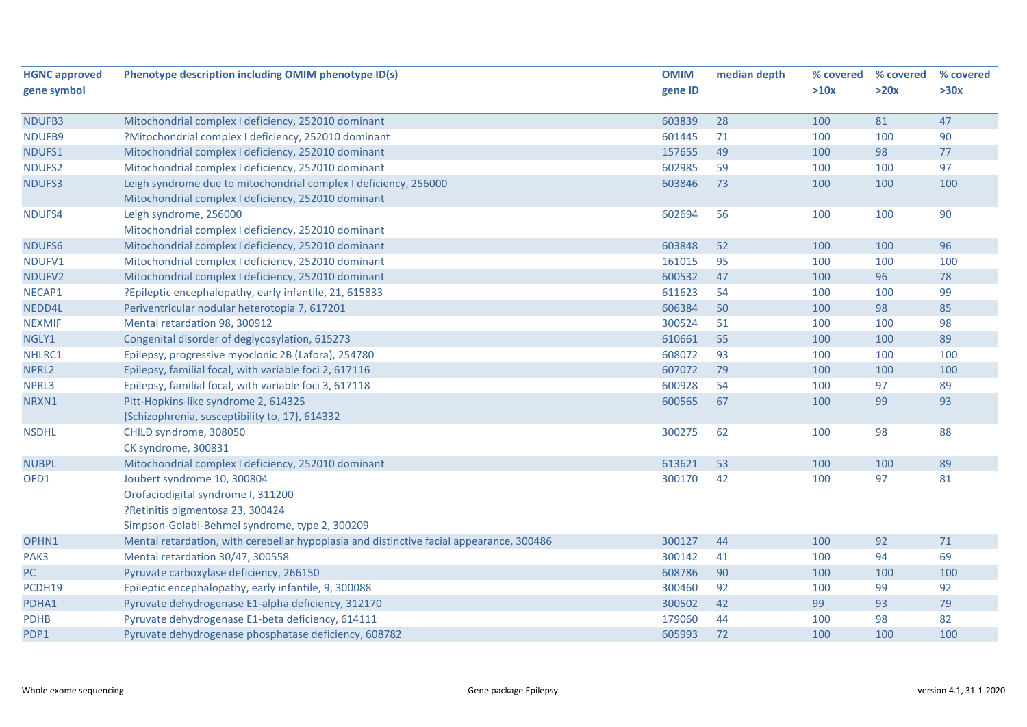| HGNC approved gene symbol | Phenotype description including OMIM phenotype ID(s) | OMIM gene ID | median depth | % covered >10x | % covered >20x | % covered >30x |
|---|---|---|---|---|---|---|
| NDUFB3 | Mitochondrial complex I deficiency, 252010 dominant | 603839 | 28 | 100 | 81 | 47 |
| NDUFB9 | ?Mitochondrial complex I deficiency, 252010 dominant | 601445 | 71 | 100 | 100 | 90 |
| NDUFS1 | Mitochondrial complex I deficiency, 252010 dominant | 157655 | 49 | 100 | 98 | 77 |
| NDUFS2 | Mitochondrial complex I deficiency, 252010 dominant | 602985 | 59 | 100 | 100 | 97 |
| NDUFS3 | Leigh syndrome due to mitochondrial complex I deficiency, 256000<br>Mitochondrial complex I deficiency, 252010 dominant | 603846 | 73 | 100 | 100 | 100 |
| NDUFS4 | Leigh syndrome, 256000<br>Mitochondrial complex I deficiency, 252010 dominant | 602694 | 56 | 100 | 100 | 90 |
| NDUFS6 | Mitochondrial complex I deficiency, 252010 dominant | 603848 | 52 | 100 | 100 | 96 |
| NDUFV1 | Mitochondrial complex I deficiency, 252010 dominant | 161015 | 95 | 100 | 100 | 100 |
| NDUFV2 | Mitochondrial complex I deficiency, 252010 dominant | 600532 | 47 | 100 | 96 | 78 |
| NECAP1 | ?Epileptic encephalopathy, early infantile, 21, 615833 | 611623 | 54 | 100 | 100 | 99 |
| NEDD4L | Periventricular nodular heterotopia 7, 617201 | 606384 | 50 | 100 | 98 | 85 |
| NEXMIF | Mental retardation 98, 300912 | 300524 | 51 | 100 | 100 | 98 |
| NGLY1 | Congenital disorder of deglycosylation, 615273 | 610661 | 55 | 100 | 100 | 89 |
| NHLRC1 | Epilepsy, progressive myoclonic 2B (Lafora), 254780 | 608072 | 93 | 100 | 100 | 100 |
| NPRL2 | Epilepsy, familial focal, with variable foci 2, 617116 | 607072 | 79 | 100 | 100 | 100 |
| NPRL3 | Epilepsy, familial focal, with variable foci 3, 617118 | 600928 | 54 | 100 | 97 | 89 |
| NRXN1 | Pitt-Hopkins-like syndrome 2, 614325<br>{Schizophrenia, susceptibility to, 17}, 614332 | 600565 | 67 | 100 | 99 | 93 |
| NSDHL | CHILD syndrome, 308050<br>CK syndrome, 300831 | 300275 | 62 | 100 | 98 | 88 |
| NUBPL | Mitochondrial complex I deficiency, 252010 dominant | 613621 | 53 | 100 | 100 | 89 |
| OFD1 | Joubert syndrome 10, 300804<br>Orofaciodigital syndrome I, 311200<br>?Retinitis pigmentosa 23, 300424<br>Simpson-Golabi-Behmel syndrome, type 2, 300209 | 300170 | 42 | 100 | 97 | 81 |
| OPHN1 | Mental retardation, with cerebellar hypoplasia and distinctive facial appearance, 300486 | 300127 | 44 | 100 | 92 | 71 |
| PAK3 | Mental retardation 30/47, 300558 | 300142 | 41 | 100 | 94 | 69 |
| PC | Pyruvate carboxylase deficiency, 266150 | 608786 | 90 | 100 | 100 | 100 |
| PCDH19 | Epileptic encephalopathy, early infantile, 9, 300088 | 300460 | 92 | 100 | 99 | 92 |
| PDHA1 | Pyruvate dehydrogenase E1-alpha deficiency, 312170 | 300502 | 42 | 99 | 93 | 79 |
| PDHB | Pyruvate dehydrogenase E1-beta deficiency, 614111 | 179060 | 44 | 100 | 98 | 82 |
| PDP1 | Pyruvate dehydrogenase phosphatase deficiency, 608782 | 605993 | 72 | 100 | 100 | 100 |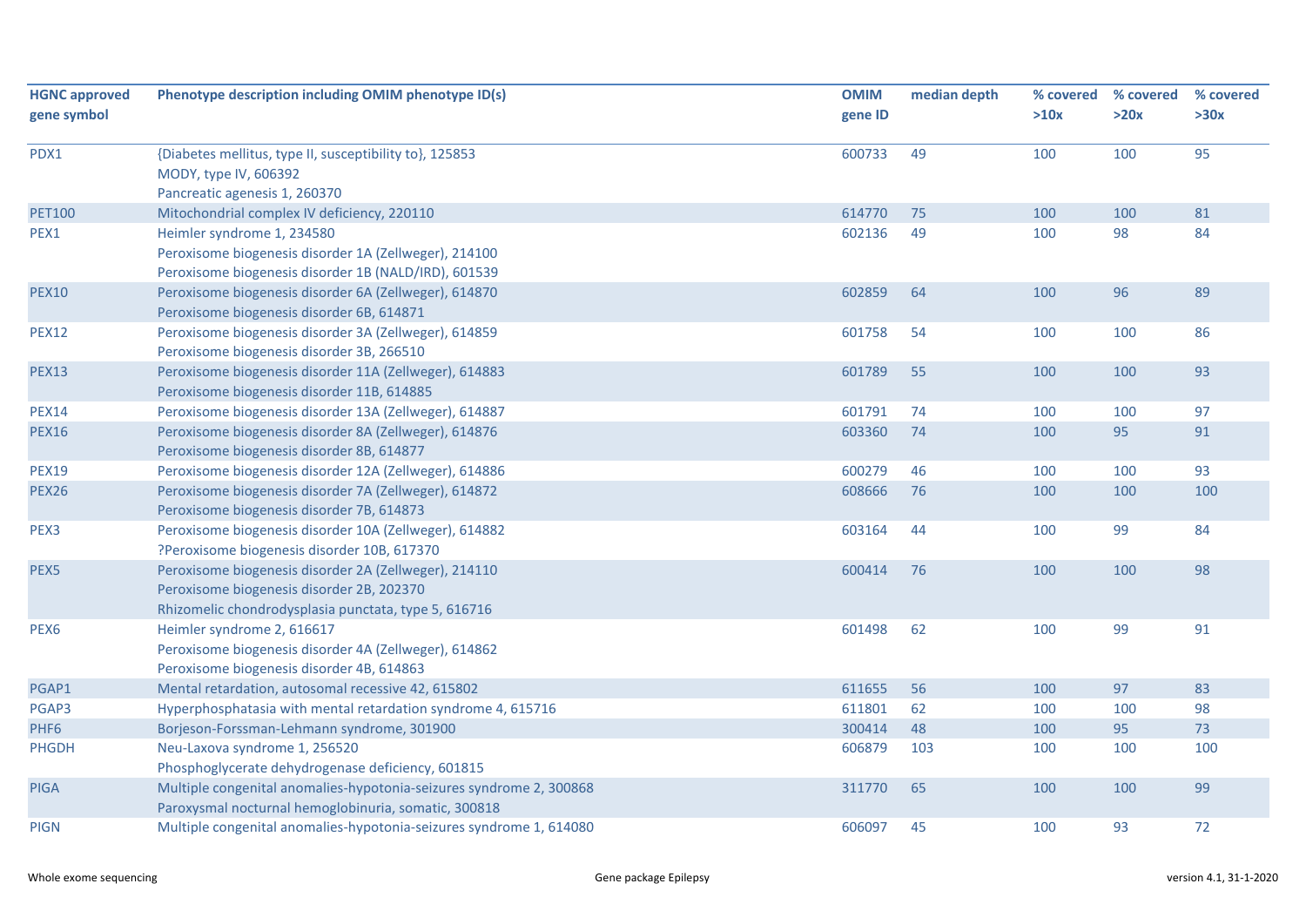| HGNC approved gene symbol | Phenotype description including OMIM phenotype ID(s) | OMIM gene ID | median depth | % covered >10x | % covered >20x | % covered >30x |
|---|---|---|---|---|---|---|
| PDX1 | {Diabetes mellitus, type II, susceptibility to}, 125853<br>MODY, type IV, 606392<br>Pancreatic agenesis 1, 260370 | 600733 | 49 | 100 | 100 | 95 |
| PET100 | Mitochondrial complex IV deficiency, 220110 | 614770 | 75 | 100 | 100 | 81 |
| PEX1 | Heimler syndrome 1, 234580<br>Peroxisome biogenesis disorder 1A (Zellweger), 214100<br>Peroxisome biogenesis disorder 1B (NALD/IRD), 601539 | 602136 | 49 | 100 | 98 | 84 |
| PEX10 | Peroxisome biogenesis disorder 6A (Zellweger), 614870<br>Peroxisome biogenesis disorder 6B, 614871 | 602859 | 64 | 100 | 96 | 89 |
| PEX12 | Peroxisome biogenesis disorder 3A (Zellweger), 614859<br>Peroxisome biogenesis disorder 3B, 266510 | 601758 | 54 | 100 | 100 | 86 |
| PEX13 | Peroxisome biogenesis disorder 11A (Zellweger), 614883<br>Peroxisome biogenesis disorder 11B, 614885 | 601789 | 55 | 100 | 100 | 93 |
| PEX14 | Peroxisome biogenesis disorder 13A (Zellweger), 614887 | 601791 | 74 | 100 | 100 | 97 |
| PEX16 | Peroxisome biogenesis disorder 8A (Zellweger), 614876<br>Peroxisome biogenesis disorder 8B, 614877 | 603360 | 74 | 100 | 95 | 91 |
| PEX19 | Peroxisome biogenesis disorder 12A (Zellweger), 614886 | 600279 | 46 | 100 | 100 | 93 |
| PEX26 | Peroxisome biogenesis disorder 7A (Zellweger), 614872<br>Peroxisome biogenesis disorder 7B, 614873 | 608666 | 76 | 100 | 100 | 100 |
| PEX3 | Peroxisome biogenesis disorder 10A (Zellweger), 614882<br>?Peroxisome biogenesis disorder 10B, 617370 | 603164 | 44 | 100 | 99 | 84 |
| PEX5 | Peroxisome biogenesis disorder 2A (Zellweger), 214110<br>Peroxisome biogenesis disorder 2B, 202370<br>Rhizomelic chondrodysplasia punctata, type 5, 616716 | 600414 | 76 | 100 | 100 | 98 |
| PEX6 | Heimler syndrome 2, 616617<br>Peroxisome biogenesis disorder 4A (Zellweger), 614862<br>Peroxisome biogenesis disorder 4B, 614863 | 601498 | 62 | 100 | 99 | 91 |
| PGAP1 | Mental retardation, autosomal recessive 42, 615802 | 611655 | 56 | 100 | 97 | 83 |
| PGAP3 | Hyperphosphatasia with mental retardation syndrome 4, 615716 | 611801 | 62 | 100 | 100 | 98 |
| PHF6 | Borjeson-Forssman-Lehmann syndrome, 301900 | 300414 | 48 | 100 | 95 | 73 |
| PHGDH | Neu-Laxova syndrome 1, 256520<br>Phosphoglycerate dehydrogenase deficiency, 601815 | 606879 | 103 | 100 | 100 | 100 |
| PIGA | Multiple congenital anomalies-hypotonia-seizures syndrome 2, 300868<br>Paroxysmal nocturnal hemoglobinuria, somatic, 300818 | 311770 | 65 | 100 | 100 | 99 |
| PIGN | Multiple congenital anomalies-hypotonia-seizures syndrome 1, 614080 | 606097 | 45 | 100 | 93 | 72 |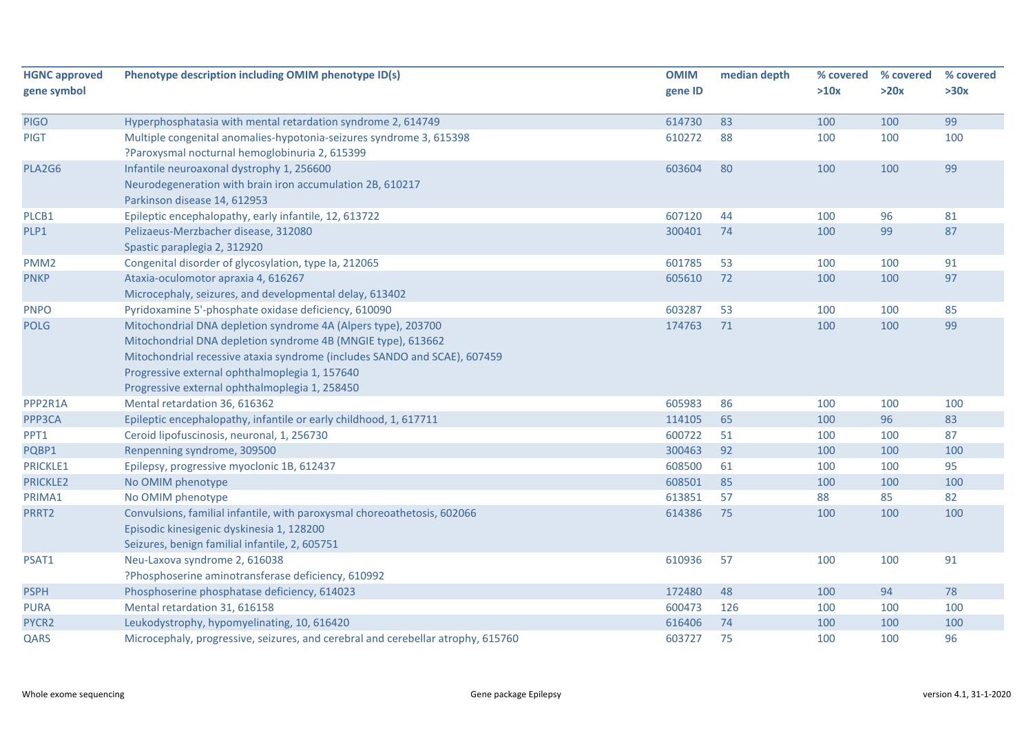| HGNC approved gene symbol | Phenotype description including OMIM phenotype ID(s) | OMIM gene ID | median depth | % covered >10x | % covered >20x | % covered >30x |
|---|---|---|---|---|---|---|
| PIGO | Hyperphosphatasia with mental retardation syndrome 2, 614749 | 614730 | 83 | 100 | 100 | 99 |
| PIGT | Multiple congenital anomalies-hypotonia-seizures syndrome 3, 615398<br>?Paroxysmal nocturnal hemoglobinuria 2, 615399 | 610272 | 88 | 100 | 100 | 100 |
| PLA2G6 | Infantile neuroaxonal dystrophy 1, 256600<br>Neurodegeneration with brain iron accumulation 2B, 610217<br>Parkinson disease 14, 612953 | 603604 | 80 | 100 | 100 | 99 |
| PLCB1 | Epileptic encephalopathy, early infantile, 12, 613722 | 607120 | 44 | 100 | 96 | 81 |
| PLP1 | Pelizaeus-Merzbacher disease, 312080<br>Spastic paraplegia 2, 312920 | 300401 | 74 | 100 | 99 | 87 |
| PMM2 | Congenital disorder of glycosylation, type Ia, 212065 | 601785 | 53 | 100 | 100 | 91 |
| PNKP | Ataxia-oculomotor apraxia 4, 616267<br>Microcephaly, seizures, and developmental delay, 613402 | 605610 | 72 | 100 | 100 | 97 |
| PNPO | Pyridoxamine 5'-phosphate oxidase deficiency, 610090 | 603287 | 53 | 100 | 100 | 85 |
| POLG | Mitochondrial DNA depletion syndrome 4A (Alpers type), 203700<br>Mitochondrial DNA depletion syndrome 4B (MNGIE type), 613662<br>Mitochondrial recessive ataxia syndrome (includes SANDO and SCAE), 607459<br>Progressive external ophthalmoplegia 1, 157640<br>Progressive external ophthalmoplegia 1, 258450 | 174763 | 71 | 100 | 100 | 99 |
| PPP2R1A | Mental retardation 36, 616362 | 605983 | 86 | 100 | 100 | 100 |
| PPP3CA | Epileptic encephalopathy, infantile or early childhood, 1, 617711 | 114105 | 65 | 100 | 96 | 83 |
| PPT1 | Ceroid lipofuscinosis, neuronal, 1, 256730 | 600722 | 51 | 100 | 100 | 87 |
| PQBP1 | Renpenning syndrome, 309500 | 300463 | 92 | 100 | 100 | 100 |
| PRICKLE1 | Epilepsy, progressive myoclonic 1B, 612437 | 608500 | 61 | 100 | 100 | 95 |
| PRICKLE2 | No OMIM phenotype | 608501 | 85 | 100 | 100 | 100 |
| PRIMA1 | No OMIM phenotype | 613851 | 57 | 88 | 85 | 82 |
| PRRT2 | Convulsions, familial infantile, with paroxysmal choreoathetosis, 602066<br>Episodic kinesigenic dyskinesia 1, 128200<br>Seizures, benign familial infantile, 2, 605751 | 614386 | 75 | 100 | 100 | 100 |
| PSAT1 | Neu-Laxova syndrome 2, 616038<br>?Phosphoserine aminotransferase deficiency, 610992 | 610936 | 57 | 100 | 100 | 91 |
| PSPH | Phosphoserine phosphatase deficiency, 614023 | 172480 | 48 | 100 | 94 | 78 |
| PURA | Mental retardation 31, 616158 | 600473 | 126 | 100 | 100 | 100 |
| PYCR2 | Leukodystrophy, hypomyelinating, 10, 616420 | 616406 | 74 | 100 | 100 | 100 |
| QARS | Microcephaly, progressive, seizures, and cerebral and cerebellar atrophy, 615760 | 603727 | 75 | 100 | 100 | 96 |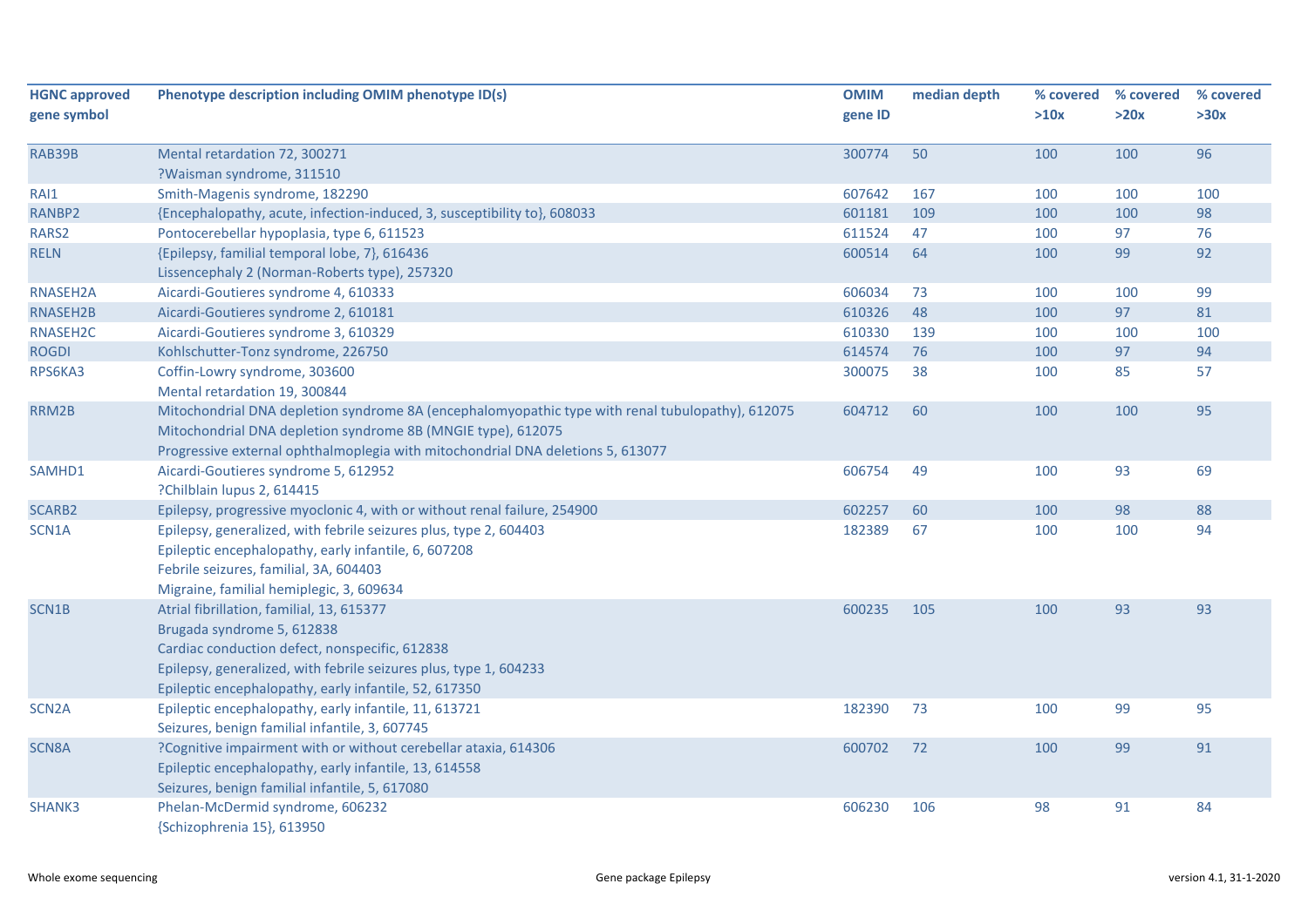| HGNC approved gene symbol | Phenotype description including OMIM phenotype ID(s) | OMIM gene ID | median depth | % covered >10x | % covered >20x | % covered >30x |
|---|---|---|---|---|---|---|
| RAB39B | Mental retardation 72, 300271<br>?Waisman syndrome, 311510 | 300774 | 50 | 100 | 100 | 96 |
| RAI1 | Smith-Magenis syndrome, 182290 | 607642 | 167 | 100 | 100 | 100 |
| RANBP2 | {Encephalopathy, acute, infection-induced, 3, susceptibility to}, 608033 | 601181 | 109 | 100 | 100 | 98 |
| RARS2 | Pontocerebellar hypoplasia, type 6, 611523 | 611524 | 47 | 100 | 97 | 76 |
| RELN | {Epilepsy, familial temporal lobe, 7}, 616436<br>Lissencephaly 2 (Norman-Roberts type), 257320 | 600514 | 64 | 100 | 99 | 92 |
| RNASEH2A | Aicardi-Goutieres syndrome 4, 610333 | 606034 | 73 | 100 | 100 | 99 |
| RNASEH2B | Aicardi-Goutieres syndrome 2, 610181 | 610326 | 48 | 100 | 97 | 81 |
| RNASEH2C | Aicardi-Goutieres syndrome 3, 610329 | 610330 | 139 | 100 | 100 | 100 |
| ROGDI | Kohlschutter-Tonz syndrome, 226750 | 614574 | 76 | 100 | 97 | 94 |
| RPS6KA3 | Coffin-Lowry syndrome, 303600<br>Mental retardation 19, 300844 | 300075 | 38 | 100 | 85 | 57 |
| RRM2B | Mitochondrial DNA depletion syndrome 8A (encephalomyopathic type with renal tubulopathy), 612075<br>Mitochondrial DNA depletion syndrome 8B (MNGIE type), 612075<br>Progressive external ophthalmoplegia with mitochondrial DNA deletions 5, 613077 | 604712 | 60 | 100 | 100 | 95 |
| SAMHD1 | Aicardi-Goutieres syndrome 5, 612952<br>?Chilblain lupus 2, 614415 | 606754 | 49 | 100 | 93 | 69 |
| SCARB2 | Epilepsy, progressive myoclonic 4, with or without renal failure, 254900 | 602257 | 60 | 100 | 98 | 88 |
| SCN1A | Epilepsy, generalized, with febrile seizures plus, type 2, 604403<br>Epileptic encephalopathy, early infantile, 6, 607208<br>Febrile seizures, familial, 3A, 604403<br>Migraine, familial hemiplegic, 3, 609634 | 182389 | 67 | 100 | 100 | 94 |
| SCN1B | Atrial fibrillation, familial, 13, 615377<br>Brugada syndrome 5, 612838<br>Cardiac conduction defect, nonspecific, 612838<br>Epilepsy, generalized, with febrile seizures plus, type 1, 604233<br>Epileptic encephalopathy, early infantile, 52, 617350 | 600235 | 105 | 100 | 93 | 93 |
| SCN2A | Epileptic encephalopathy, early infantile, 11, 613721<br>Seizures, benign familial infantile, 3, 607745 | 182390 | 73 | 100 | 99 | 95 |
| SCN8A | ?Cognitive impairment with or without cerebellar ataxia, 614306<br>Epileptic encephalopathy, early infantile, 13, 614558<br>Seizures, benign familial infantile, 5, 617080 | 600702 | 72 | 100 | 99 | 91 |
| SHANK3 | Phelan-McDermid syndrome, 606232<br>{Schizophrenia 15}, 613950 | 606230 | 106 | 98 | 91 | 84 |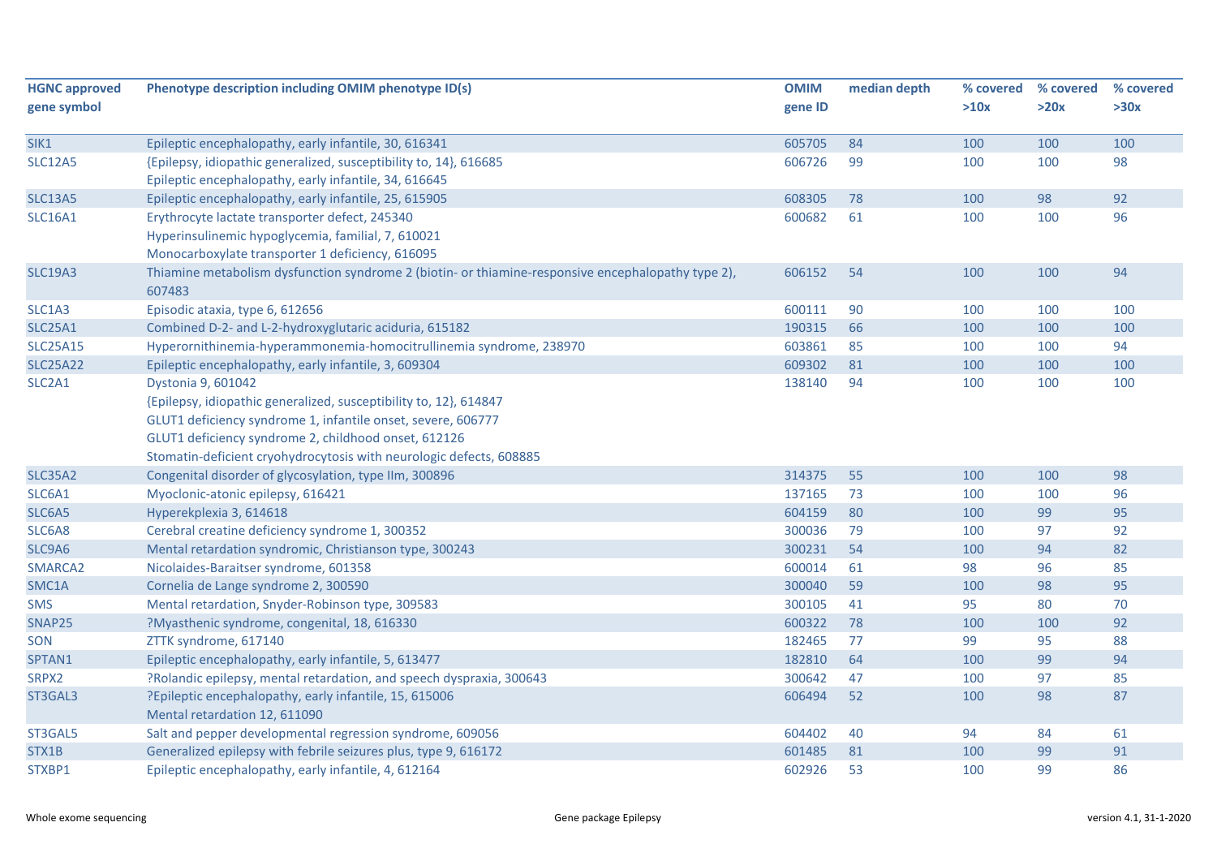| HGNC approved gene symbol | Phenotype description including OMIM phenotype ID(s) | OMIM gene ID | median depth | % covered >10x | % covered >20x | % covered >30x |
|---|---|---|---|---|---|---|
| SIK1 | Epileptic encephalopathy, early infantile, 30, 616341 | 605705 | 84 | 100 | 100 | 100 |
| SLC12A5 | {Epilepsy, idiopathic generalized, susceptibility to, 14}, 616685<br>Epileptic encephalopathy, early infantile, 34, 616645 | 606726 | 99 | 100 | 100 | 98 |
| SLC13A5 | Epileptic encephalopathy, early infantile, 25, 615905 | 608305 | 78 | 100 | 98 | 92 |
| SLC16A1 | Erythrocyte lactate transporter defect, 245340<br>Hyperinsulinemic hypoglycemia, familial, 7, 610021<br>Monocarboxylate transporter 1 deficiency, 616095 | 600682 | 61 | 100 | 100 | 96 |
| SLC19A3 | Thiamine metabolism dysfunction syndrome 2 (biotin- or thiamine-responsive encephalopathy type 2), 607483 | 606152 | 54 | 100 | 100 | 94 |
| SLC1A3 | Episodic ataxia, type 6, 612656 | 600111 | 90 | 100 | 100 | 100 |
| SLC25A1 | Combined D-2- and L-2-hydroxyglutaric aciduria, 615182 | 190315 | 66 | 100 | 100 | 100 |
| SLC25A15 | Hyperornithinemia-hyperammonemia-homocitrullinemia syndrome, 238970 | 603861 | 85 | 100 | 100 | 94 |
| SLC25A22 | Epileptic encephalopathy, early infantile, 3, 609304 | 609302 | 81 | 100 | 100 | 100 |
| SLC2A1 | Dystonia 9, 601042<br>{Epilepsy, idiopathic generalized, susceptibility to, 12}, 614847<br>GLUT1 deficiency syndrome 1, infantile onset, severe, 606777<br>GLUT1 deficiency syndrome 2, childhood onset, 612126<br>Stomatin-deficient cryohydrocytosis with neurologic defects, 608885 | 138140 | 94 | 100 | 100 | 100 |
| SLC35A2 | Congenital disorder of glycosylation, type IIm, 300896 | 314375 | 55 | 100 | 100 | 98 |
| SLC6A1 | Myoclonic-atonic epilepsy, 616421 | 137165 | 73 | 100 | 100 | 96 |
| SLC6A5 | Hyperekplexia 3, 614618 | 604159 | 80 | 100 | 99 | 95 |
| SLC6A8 | Cerebral creatine deficiency syndrome 1, 300352 | 300036 | 79 | 100 | 97 | 92 |
| SLC9A6 | Mental retardation syndromic, Christianson type, 300243 | 300231 | 54 | 100 | 94 | 82 |
| SMARCA2 | Nicolaides-Baraitser syndrome, 601358 | 600014 | 61 | 98 | 96 | 85 |
| SMC1A | Cornelia de Lange syndrome 2, 300590 | 300040 | 59 | 100 | 98 | 95 |
| SMS | Mental retardation, Snyder-Robinson type, 309583 | 300105 | 41 | 95 | 80 | 70 |
| SNAP25 | ?Myasthenic syndrome, congenital, 18, 616330 | 600322 | 78 | 100 | 100 | 92 |
| SON | ZTTK syndrome, 617140 | 182465 | 77 | 99 | 95 | 88 |
| SPTAN1 | Epileptic encephalopathy, early infantile, 5, 613477 | 182810 | 64 | 100 | 99 | 94 |
| SRPX2 | ?Rolandic epilepsy, mental retardation, and speech dyspraxia, 300643 | 300642 | 47 | 100 | 97 | 85 |
| ST3GAL3 | ?Epileptic encephalopathy, early infantile, 15, 615006<br>Mental retardation 12, 611090 | 606494 | 52 | 100 | 98 | 87 |
| ST3GAL5 | Salt and pepper developmental regression syndrome, 609056 | 604402 | 40 | 94 | 84 | 61 |
| STX1B | Generalized epilepsy with febrile seizures plus, type 9, 616172 | 601485 | 81 | 100 | 99 | 91 |
| STXBP1 | Epileptic encephalopathy, early infantile, 4, 612164 | 602926 | 53 | 100 | 99 | 86 |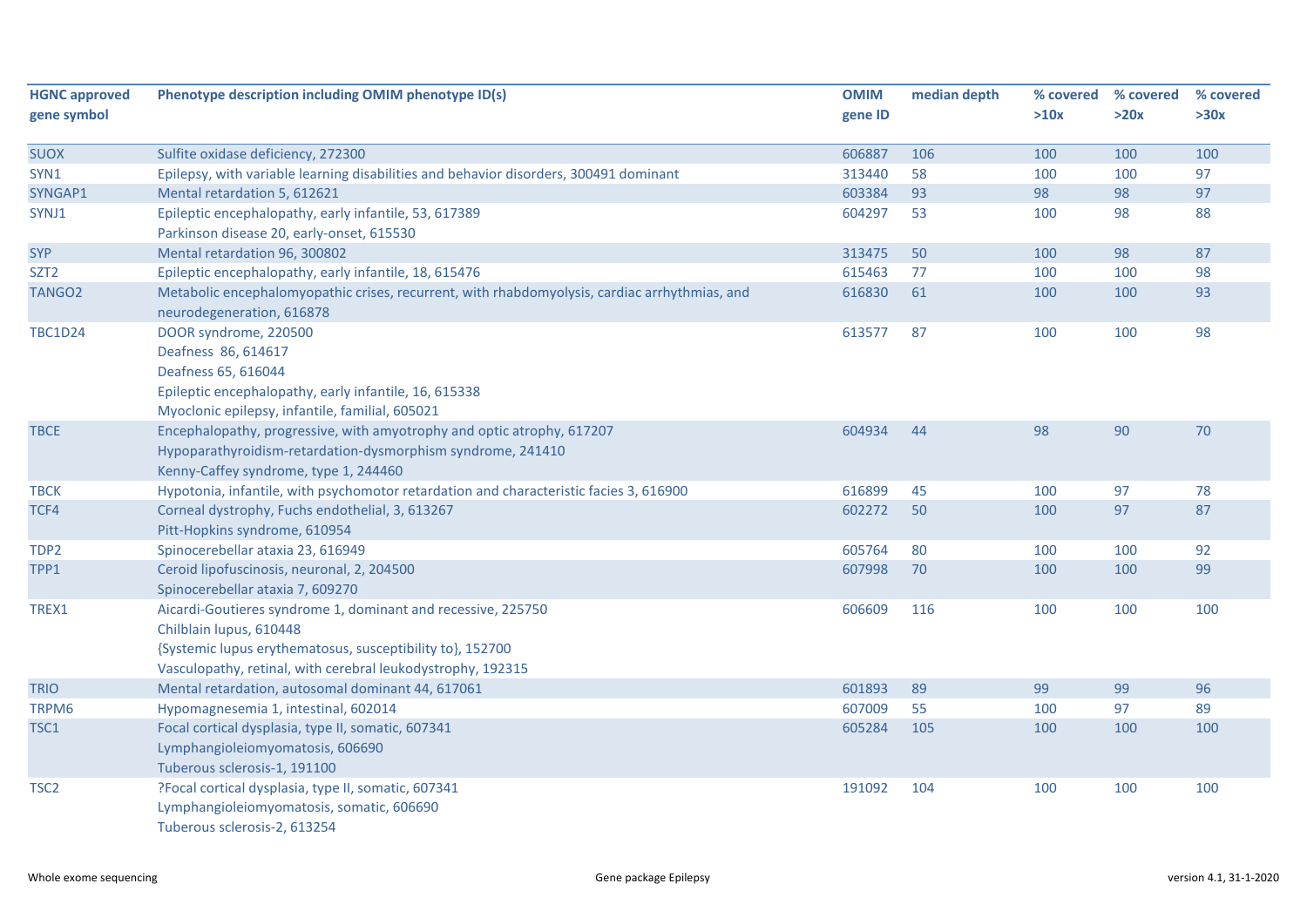| HGNC approved gene symbol | Phenotype description including OMIM phenotype ID(s) | OMIM gene ID | median depth | % covered >10x | % covered >20x | % covered >30x |
|---|---|---|---|---|---|---|
| SUOX | Sulfite oxidase deficiency, 272300 | 606887 | 106 | 100 | 100 | 100 |
| SYN1 | Epilepsy, with variable learning disabilities and behavior disorders, 300491 dominant | 313440 | 58 | 100 | 100 | 97 |
| SYNGAP1 | Mental retardation 5, 612621 | 603384 | 93 | 98 | 98 | 97 |
| SYNJ1 | Epileptic encephalopathy, early infantile, 53, 617389<br>Parkinson disease 20, early-onset, 615530 | 604297 | 53 | 100 | 98 | 88 |
| SYP | Mental retardation 96, 300802 | 313475 | 50 | 100 | 98 | 87 |
| SZT2 | Epileptic encephalopathy, early infantile, 18, 615476 | 615463 | 77 | 100 | 100 | 98 |
| TANGO2 | Metabolic encephalomyopathic crises, recurrent, with rhabdomyolysis, cardiac arrhythmias, and neurodegeneration, 616878 | 616830 | 61 | 100 | 100 | 93 |
| TBC1D24 | DOOR syndrome, 220500<br>Deafness 86, 614617<br>Deafness 65, 616044<br>Epileptic encephalopathy, early infantile, 16, 615338<br>Myoclonic epilepsy, infantile, familial, 605021 | 613577 | 87 | 100 | 100 | 98 |
| TBCE | Encephalopathy, progressive, with amyotrophy and optic atrophy, 617207<br>Hypoparathyroidism-retardation-dysmorphism syndrome, 241410<br>Kenny-Caffey syndrome, type 1, 244460 | 604934 | 44 | 98 | 90 | 70 |
| TBCK | Hypotonia, infantile, with psychomotor retardation and characteristic facies 3, 616900 | 616899 | 45 | 100 | 97 | 78 |
| TCF4 | Corneal dystrophy, Fuchs endothelial, 3, 613267<br>Pitt-Hopkins syndrome, 610954 | 602272 | 50 | 100 | 97 | 87 |
| TDP2 | Spinocerebellar ataxia 23, 616949 | 605764 | 80 | 100 | 100 | 92 |
| TPP1 | Ceroid lipofuscinosis, neuronal, 2, 204500<br>Spinocerebellar ataxia 7, 609270 | 607998 | 70 | 100 | 100 | 99 |
| TREX1 | Aicardi-Goutieres syndrome 1, dominant and recessive, 225750<br>Chilblain lupus, 610448<br>{Systemic lupus erythematosus, susceptibility to}, 152700<br>Vasculopathy, retinal, with cerebral leukodystrophy, 192315 | 606609 | 116 | 100 | 100 | 100 |
| TRIO | Mental retardation, autosomal dominant 44, 617061 | 601893 | 89 | 99 | 99 | 96 |
| TRPM6 | Hypomagnesemia 1, intestinal, 602014 | 607009 | 55 | 100 | 97 | 89 |
| TSC1 | Focal cortical dysplasia, type II, somatic, 607341<br>Lymphangioleiomyomatosis, 606690<br>Tuberous sclerosis-1, 191100 | 605284 | 105 | 100 | 100 | 100 |
| TSC2 | ?Focal cortical dysplasia, type II, somatic, 607341<br>Lymphangioleiomyomatosis, somatic, 606690<br>Tuberous sclerosis-2, 613254 | 191092 | 104 | 100 | 100 | 100 |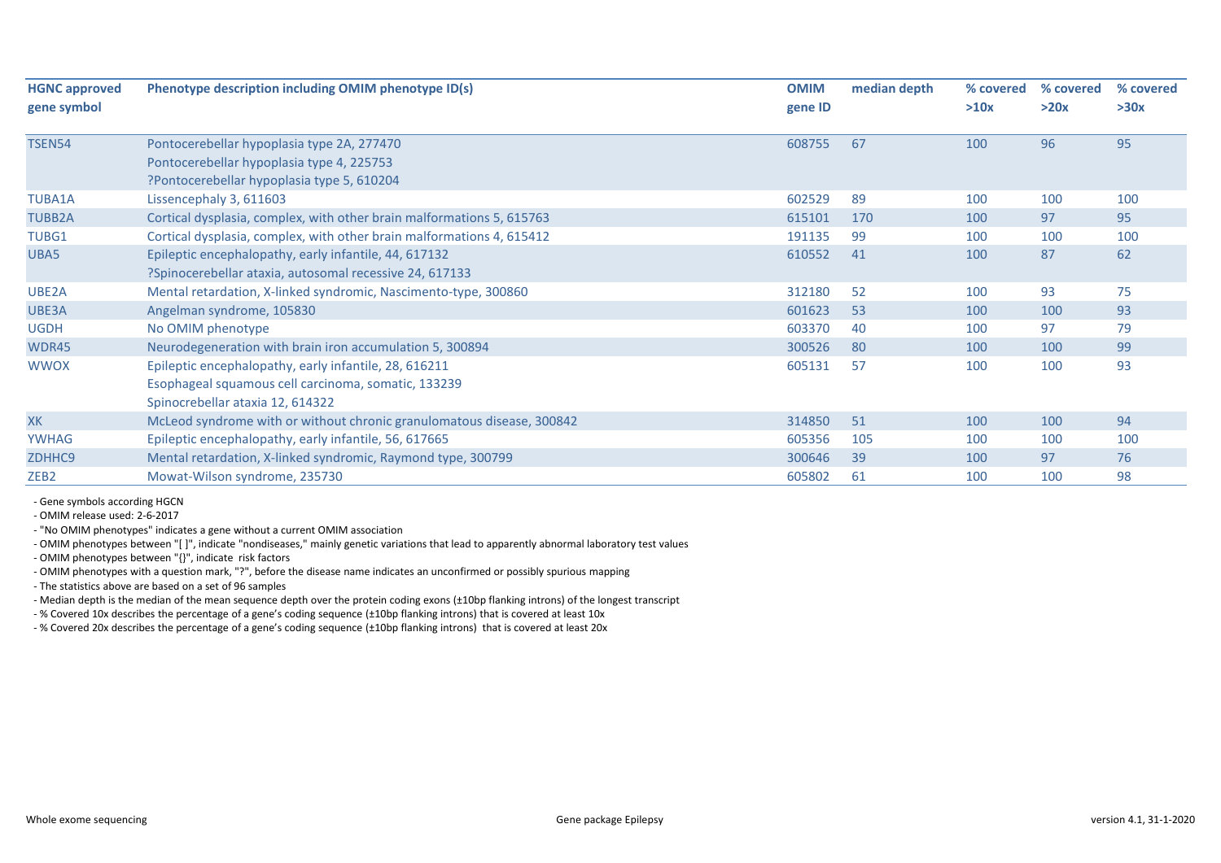| HGNC approved gene symbol | Phenotype description including OMIM phenotype ID(s) | OMIM gene ID | median depth | % covered >10x | % covered >20x | % covered >30x |
|---|---|---|---|---|---|---|
| TSEN54 | Pontocerebellar hypoplasia type 2A, 277470<br>Pontocerebellar hypoplasia type 4, 225753<br>?Pontocerebellar hypoplasia type 5, 610204 | 608755 | 67 | 100 | 96 | 95 |
| TUBA1A | Lissencephaly 3, 611603 | 602529 | 89 | 100 | 100 | 100 |
| TUBB2A | Cortical dysplasia, complex, with other brain malformations 5, 615763 | 615101 | 170 | 100 | 97 | 95 |
| TUBG1 | Cortical dysplasia, complex, with other brain malformations 4, 615412 | 191135 | 99 | 100 | 100 | 100 |
| UBA5 | Epileptic encephalopathy, early infantile, 44, 617132<br>?Spinocerebellar ataxia, autosomal recessive 24, 617133 | 610552 | 41 | 100 | 87 | 62 |
| UBE2A | Mental retardation, X-linked syndromic, Nascimento-type, 300860 | 312180 | 52 | 100 | 93 | 75 |
| UBE3A | Angelman syndrome, 105830 | 601623 | 53 | 100 | 100 | 93 |
| UGDH | No OMIM phenotype | 603370 | 40 | 100 | 97 | 79 |
| WDR45 | Neurodegeneration with brain iron accumulation 5, 300894 | 300526 | 80 | 100 | 100 | 99 |
| WWOX | Epileptic encephalopathy, early infantile, 28, 616211<br>Esophageal squamous cell carcinoma, somatic, 133239<br>Spinocrebellar ataxia 12, 614322 | 605131 | 57 | 100 | 100 | 93 |
| XK | McLeod syndrome with or without chronic granulomatous disease, 300842 | 314850 | 51 | 100 | 100 | 94 |
| YWHAG | Epileptic encephalopathy, early infantile, 56, 617665 | 605356 | 105 | 100 | 100 | 100 |
| ZDHHC9 | Mental retardation, X-linked syndromic, Raymond type, 300799 | 300646 | 39 | 100 | 97 | 76 |
| ZEB2 | Mowat-Wilson syndrome, 235730 | 605802 | 61 | 100 | 100 | 98 |

- Gene symbols according HGCN
- OMIM release used: 2-6-2017
- "No OMIM phenotypes" indicates a gene without a current OMIM association
- OMIM phenotypes between "[ ]", indicate "nondiseases," mainly genetic variations that lead to apparently abnormal laboratory test values
- OMIM phenotypes between "{}", indicate risk factors
- OMIM phenotypes with a question mark, "?", before the disease name indicates an unconfirmed or possibly spurious mapping
- The statistics above are based on a set of 96 samples
- Median depth is the median of the mean sequence depth over the protein coding exons (±10bp flanking introns) of the longest transcript
- % Covered 10x describes the percentage of a gene's coding sequence (±10bp flanking introns) that is covered at least 10x
- % Covered 20x describes the percentage of a gene's coding sequence (±10bp flanking introns) that is covered at least 20x